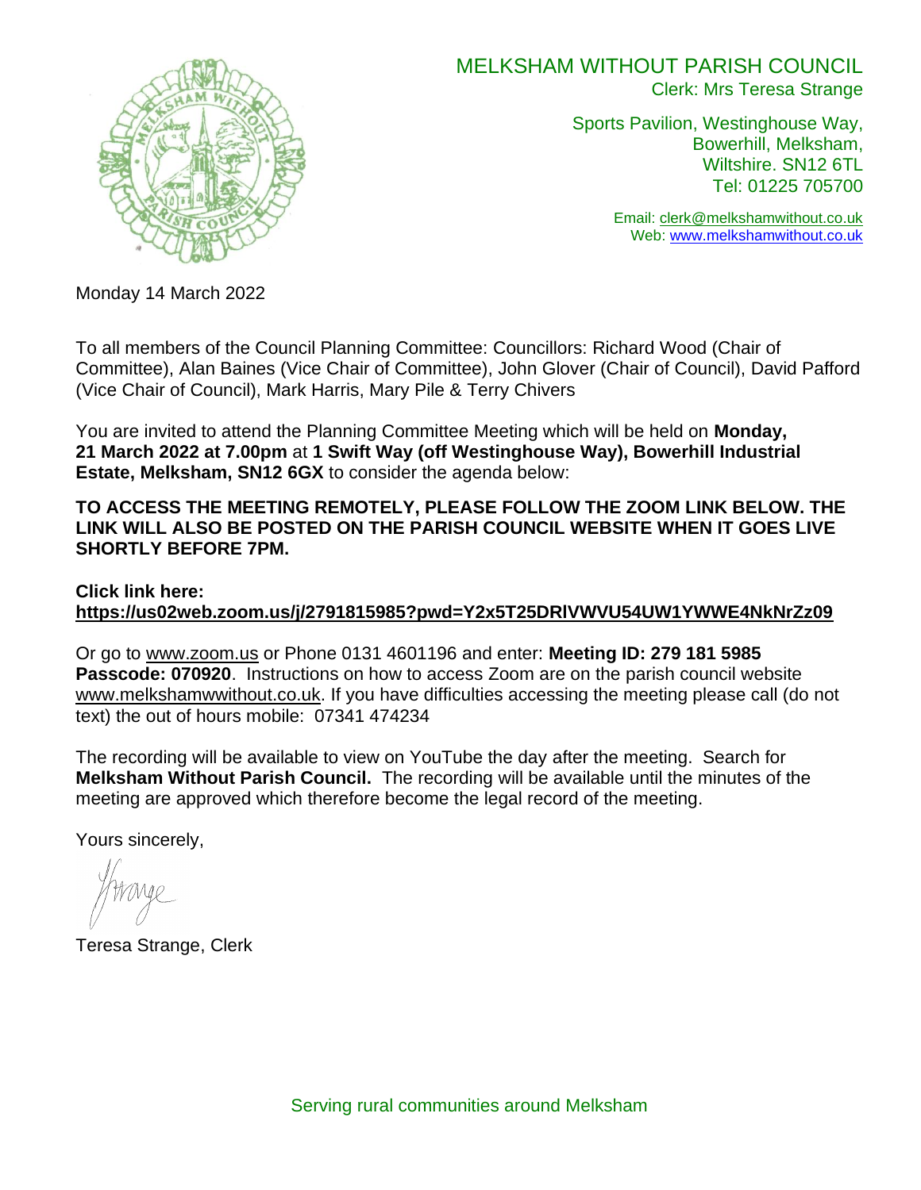# MELKSHAM WITHOUT PARISH COUNCIL

Clerk: Mrs Teresa Strange

Sports Pavilion, Westinghouse Way,
Bowerhill, Melksham,
Wiltshire. SN12 6TL
Tel: 01225 705700

Email: clerk@melkshamwithout.co.uk
Web: www.melkshamwithout.co.uk

Monday 14 March 2022

To all members of the Council Planning Committee: Councillors: Richard Wood (Chair of Committee), Alan Baines (Vice Chair of Committee), John Glover (Chair of Council), David Pafford (Vice Chair of Council), Mark Harris, Mary Pile & Terry Chivers

You are invited to attend the Planning Committee Meeting which will be held on **Monday, 21 March 2022 at 7.00pm** at **1 Swift Way (off Westinghouse Way), Bowerhill Industrial Estate, Melksham, SN12 6GX** to consider the agenda below:

**TO ACCESS THE MEETING REMOTELY, PLEASE FOLLOW THE ZOOM LINK BELOW. THE LINK WILL ALSO BE POSTED ON THE PARISH COUNCIL WEBSITE WHEN IT GOES LIVE SHORTLY BEFORE 7PM.**

**Click link here:**
**https://us02web.zoom.us/j/2791815985?pwd=Y2x5T25DRlVWVU54UW1YWWE4NkNrZz09**

Or go to www.zoom.us or Phone 0131 4601196 and enter: **Meeting ID: 279 181 5985 Passcode: 070920**. Instructions on how to access Zoom are on the parish council website www.melkshamwwithout.co.uk. If you have difficulties accessing the meeting please call (do not text) the out of hours mobile: 07341 474234

The recording will be available to view on YouTube the day after the meeting. Search for **Melksham Without Parish Council.** The recording will be available until the minutes of the meeting are approved which therefore become the legal record of the meeting.

Yours sincerely,

Teresa Strange, Clerk

Serving rural communities around Melksham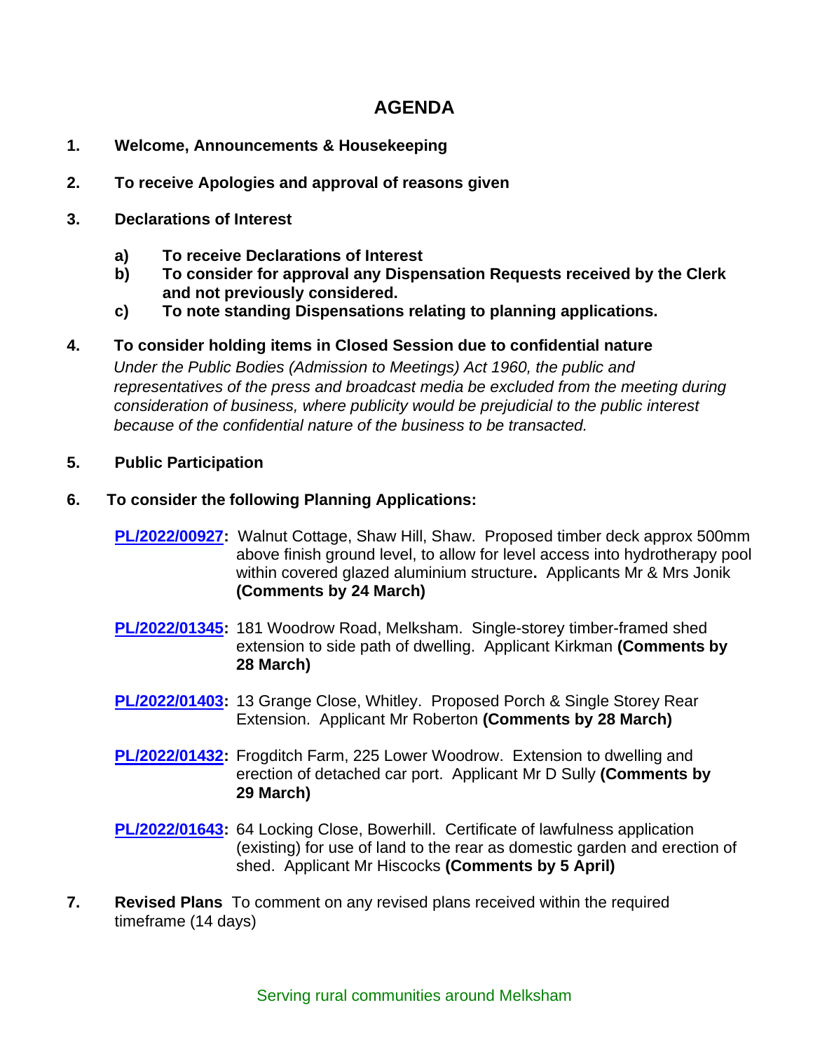# AGENDA

1. **Welcome, Announcements & Housekeeping**

2. **To receive Apologies and approval of reasons given**

3. **Declarations of Interest**

   a) **To receive Declarations of Interest**
   b) **To consider for approval any Dispensation Requests received by the Clerk and not previously considered.**
   c) **To note standing Dispensations relating to planning applications.**

4. **To consider holding items in Closed Session due to confidential nature**
   *Under the Public Bodies (Admission to Meetings) Act 1960, the public and representatives of the press and broadcast media be excluded from the meeting during consideration of business, where publicity would be prejudicial to the public interest because of the confidential nature of the business to be transacted.*

5. **Public Participation**

6. **To consider the following Planning Applications:**

   **PL/2022/00927:** Walnut Cottage, Shaw Hill, Shaw. Proposed timber deck approx 500mm above finish ground level, to allow for level access into hydrotherapy pool within covered glazed aluminium structure**.** Applicants Mr & Mrs Jonik **(Comments by 24 March)**

   **PL/2022/01345:** 181 Woodrow Road, Melksham. Single-storey timber-framed shed extension to side path of dwelling. Applicant Kirkman **(Comments by 28 March)**

   **PL/2022/01403:** 13 Grange Close, Whitley. Proposed Porch & Single Storey Rear Extension. Applicant Mr Roberton **(Comments by 28 March)**

   **PL/2022/01432:** Frogditch Farm, 225 Lower Woodrow. Extension to dwelling and erection of detached car port. Applicant Mr D Sully **(Comments by 29 March)**

   **PL/2022/01643:** 64 Locking Close, Bowerhill. Certificate of lawfulness application (existing) for use of land to the rear as domestic garden and erection of shed. Applicant Mr Hiscocks **(Comments by 5 April)**

7. **Revised Plans** To comment on any revised plans received within the required timeframe (14 days)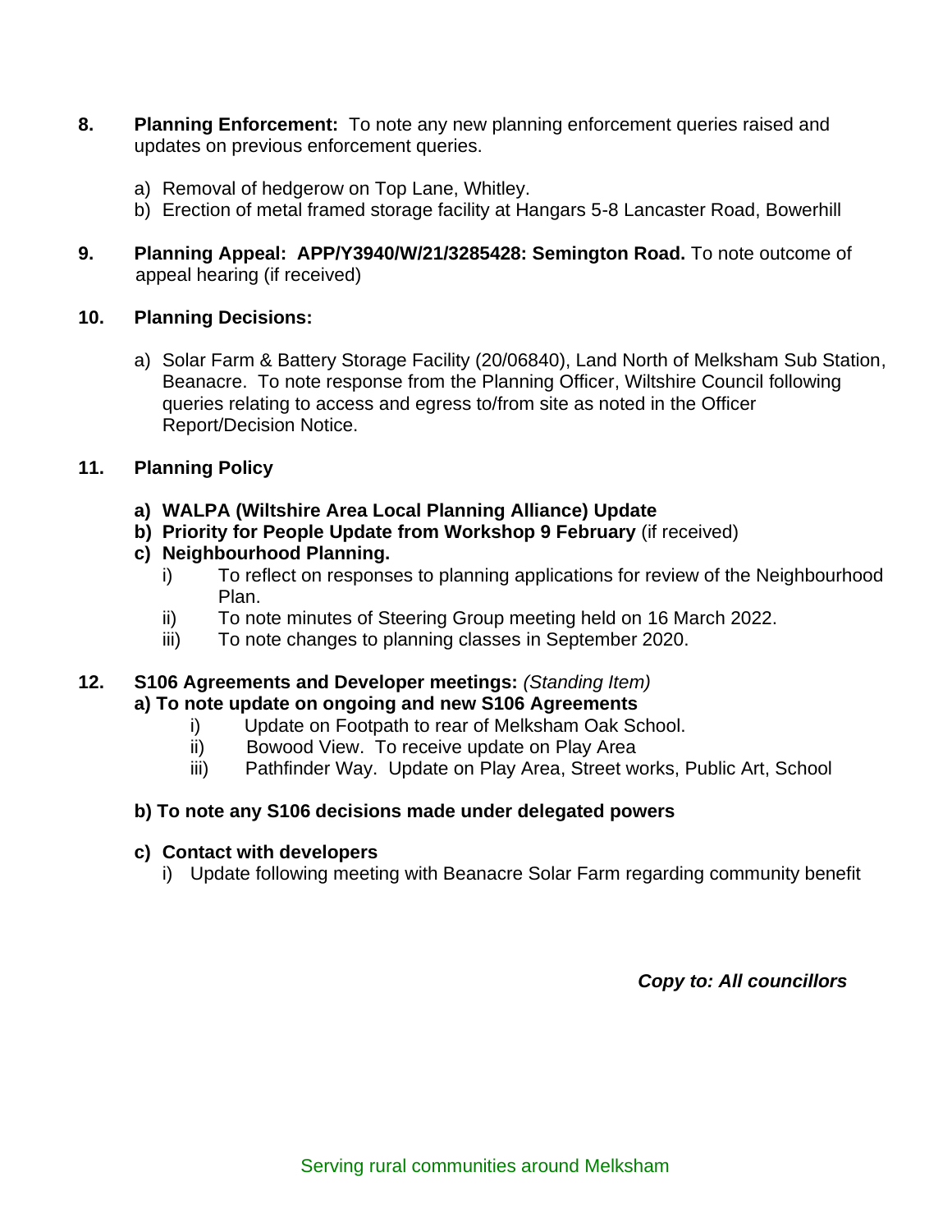**8. Planning Enforcement:** To note any new planning enforcement queries raised and updates on previous enforcement queries.

a) Removal of hedgerow on Top Lane, Whitley.
b) Erection of metal framed storage facility at Hangars 5-8 Lancaster Road, Bowerhill

**9. Planning Appeal: APP/Y3940/W/21/3285428: Semington Road.** To note outcome of appeal hearing (if received)

**10. Planning Decisions:**

a) Solar Farm & Battery Storage Facility (20/06840), Land North of Melksham Sub Station, Beanacre. To note response from the Planning Officer, Wiltshire Council following queries relating to access and egress to/from site as noted in the Officer Report/Decision Notice.

**11. Planning Policy**

**a) WALPA (Wiltshire Area Local Planning Alliance) Update**
**b) Priority for People Update from Workshop 9 February** (if received)
**c) Neighbourhood Planning.**

i) To reflect on responses to planning applications for review of the Neighbourhood Plan.
ii) To note minutes of Steering Group meeting held on 16 March 2022.
iii) To note changes to planning classes in September 2020.

**12. S106 Agreements and Developer meetings:** *(Standing Item)*

**a) To note update on ongoing and new S106 Agreements**

i) Update on Footpath to rear of Melksham Oak School.
ii) Bowood View. To receive update on Play Area
iii) Pathfinder Way. Update on Play Area, Street works, Public Art, School

**b) To note any S106 decisions made under delegated powers**

**c) Contact with developers**

i) Update following meeting with Beanacre Solar Farm regarding community benefit

***Copy to: All councillors***